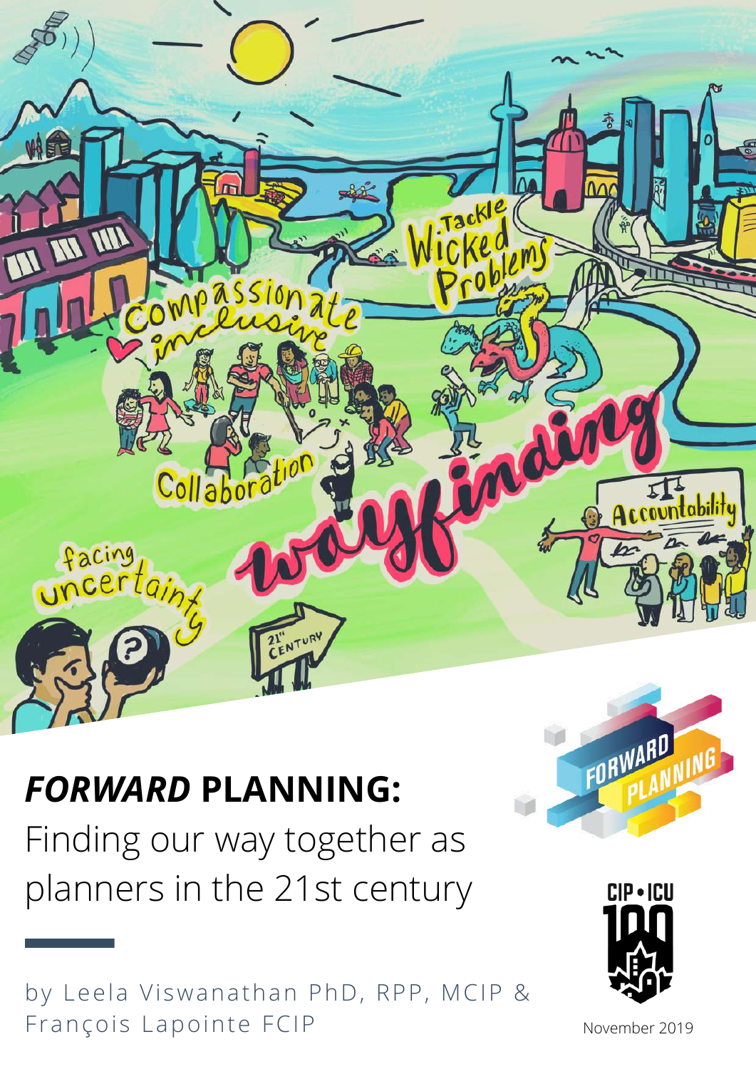# *FORWARD* PLANNING:

Finding our way together as planners in the 21st century

by Leela Viswanathan PhD, RPP, MCIP & François Lapointe FCIP

November 2019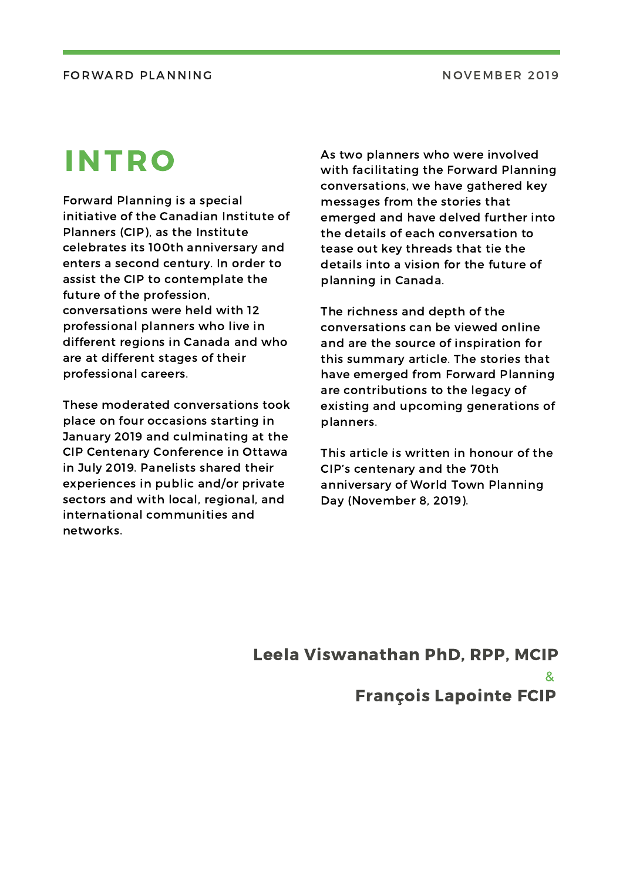# INTRO

Forward Planning is a special initiative of the Canadian Institute of Planners (CIP), as the Institute celebrates its 100th anniversary and enters a second century. In order to assist the CIP to contemplate the future of the profession, conversations were held with 12 professional planners who live in different regions in Canada and who are at different stages of their professional careers.

These moderated conversations took place on four occasions starting in January 2019 and culminating at the CIP Centenary Conference in Ottawa in July 2019. Panelists shared their experiences in public and/or private sectors and with local, regional, and international communities and networks.

As two planners who were involved with facilitating the Forward Planning conversations, we have gathered key messages from the stories that emerged and have delved further into the details of each conversation to tease out key threads that tie the details into a vision for the future of planning in Canada.

The richness and depth of the conversations can be viewed online and are the source of inspiration for this summary article. The stories that have emerged from Forward Planning are contributions to the legacy of existing and upcoming generations of planners.

This article is written in honour of the CIP's centenary and the 70th anniversary of World Town Planning Day (November 8, 2019).

**Leela Viswanathan PhD, RPP, MCIP**

&

**François Lapointe FCIP**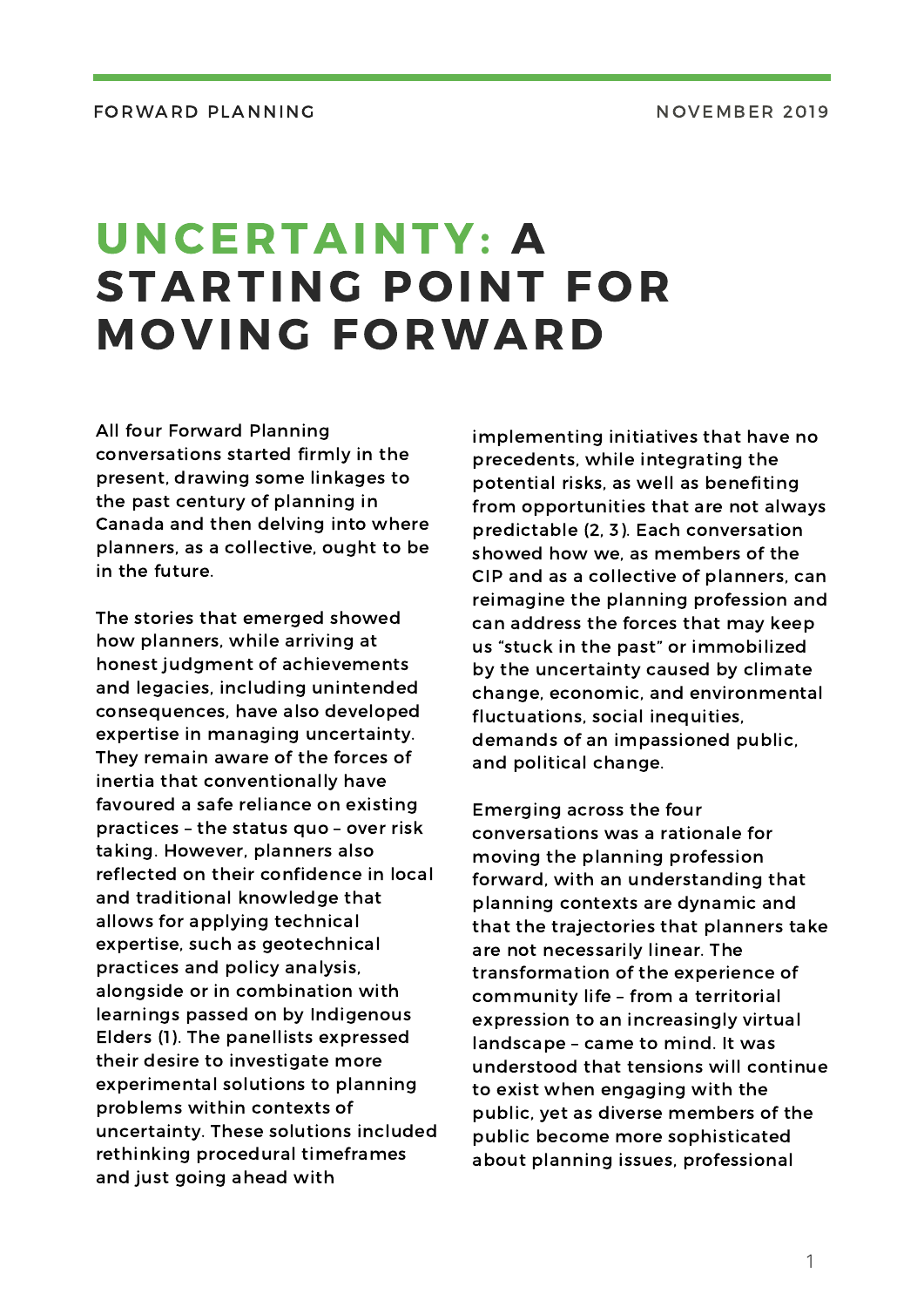# UNCERTAINTY: A STARTING POINT FOR MOVING FORWARD

All four Forward Planning conversations started firmly in the present, drawing some linkages to the past century of planning in Canada and then delving into where planners, as a collective, ought to be in the future.

The stories that emerged showed how planners, while arriving at honest judgment of achievements and legacies, including unintended consequences, have also developed expertise in managing uncertainty. They remain aware of the forces of inertia that conventionally have favoured a safe reliance on existing practices – the status quo – over risk taking. However, planners also reflected on their confidence in local and traditional knowledge that allows for applying technical expertise, such as geotechnical practices and policy analysis, alongside or in combination with learnings passed on by Indigenous Elders (1). The panellists expressed their desire to investigate more experimental solutions to planning problems within contexts of uncertainty. These solutions included rethinking procedural timeframes and just going ahead with implementing initiatives that have no precedents, while integrating the potential risks, as well as benefiting from opportunities that are not always predictable (2, 3). Each conversation showed how we, as members of the CIP and as a collective of planners, can reimagine the planning profession and can address the forces that may keep us "stuck in the past" or immobilized by the uncertainty caused by climate change, economic, and environmental fluctuations, social inequities, demands of an impassioned public, and political change.

Emerging across the four conversations was a rationale for moving the planning profession forward, with an understanding that planning contexts are dynamic and that the trajectories that planners take are not necessarily linear. The transformation of the experience of community life – from a territorial expression to an increasingly virtual landscape – came to mind. It was understood that tensions will continue to exist when engaging with the public, yet as diverse members of the public become more sophisticated about planning issues, professional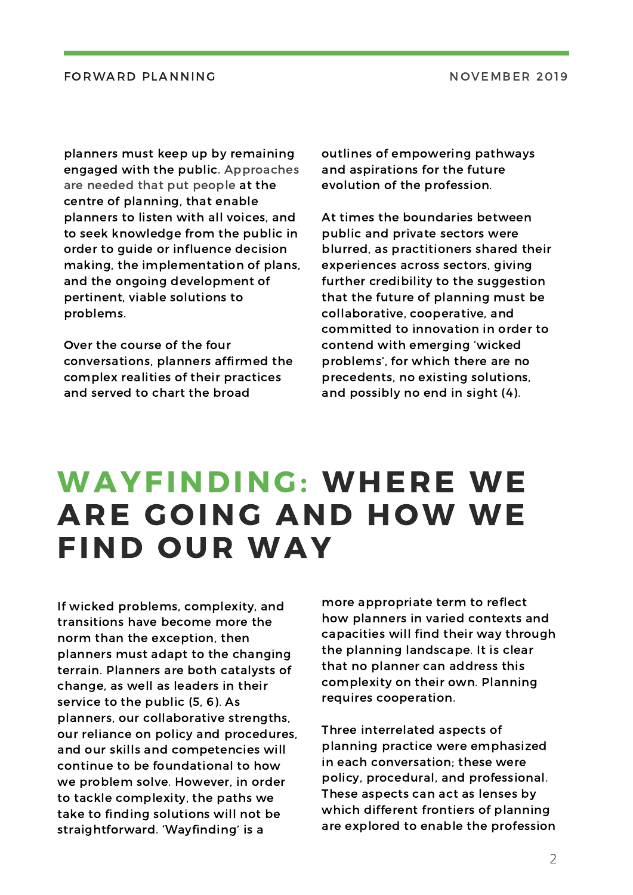planners must keep up by remaining engaged with the public. Approaches are needed that put people at the centre of planning, that enable planners to listen with all voices, and to seek knowledge from the public in order to guide or influence decision making, the implementation of plans, and the ongoing development of pertinent, viable solutions to problems.

Over the course of the four conversations, planners affirmed the complex realities of their practices and served to chart the broad outlines of empowering pathways and aspirations for the future evolution of the profession.

At times the boundaries between public and private sectors were blurred, as practitioners shared their experiences across sectors, giving further credibility to the suggestion that the future of planning must be collaborative, cooperative, and committed to innovation in order to contend with emerging 'wicked problems', for which there are no precedents, no existing solutions, and possibly no end in sight (4).

# WAYFINDING: WHERE WE ARE GOING AND HOW WE FIND OUR WAY

If wicked problems, complexity, and transitions have become more the norm than the exception, then planners must adapt to the changing terrain. Planners are both catalysts of change, as well as leaders in their service to the public (5, 6). As planners, our collaborative strengths, our reliance on policy and procedures, and our skills and competencies will continue to be foundational to how we problem solve. However, in order to tackle complexity, the paths we take to finding solutions will not be straightforward. 'Wayfinding' is a more appropriate term to reflect how planners in varied contexts and capacities will find their way through the planning landscape. It is clear that no planner can address this complexity on their own. Planning requires cooperation.

Three interrelated aspects of planning practice were emphasized in each conversation; these were policy, procedural, and professional. These aspects can act as lenses by which different frontiers of planning are explored to enable the profession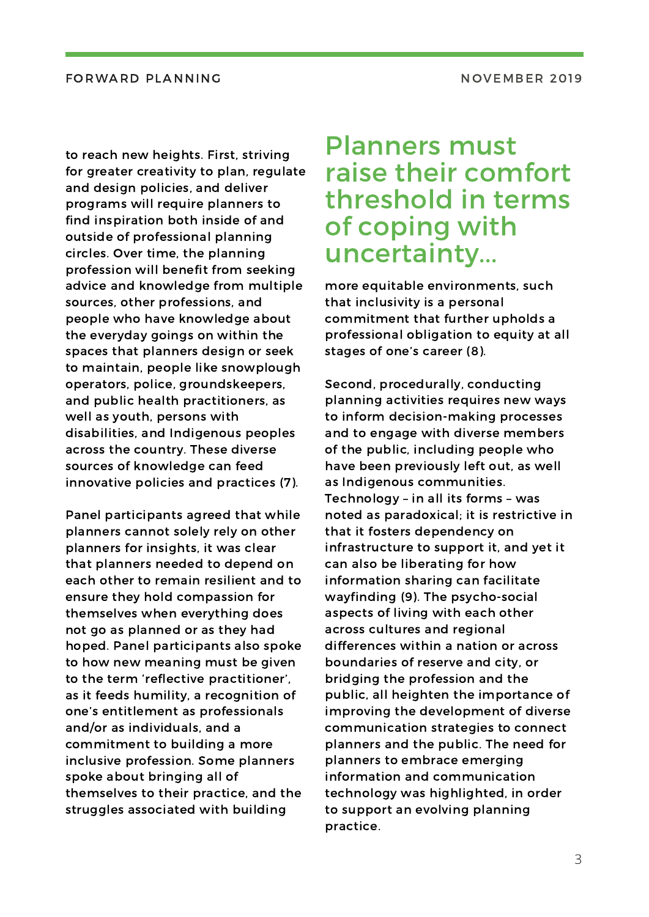to reach new heights. First, striving for greater creativity to plan, regulate and design policies, and deliver programs will require planners to find inspiration both inside of and outside of professional planning circles. Over time, the planning profession will benefit from seeking advice and knowledge from multiple sources, other professions, and people who have knowledge about the everyday goings on within the spaces that planners design or seek to maintain, people like snowplough operators, police, groundskeepers, and public health practitioners, as well as youth, persons with disabilities, and Indigenous peoples across the country. These diverse sources of knowledge can feed innovative policies and practices (7).

Panel participants agreed that while planners cannot solely rely on other planners for insights, it was clear that planners needed to depend on each other to remain resilient and to ensure they hold compassion for themselves when everything does not go as planned or as they had hoped. Panel participants also spoke to how new meaning must be given to the term 'reflective practitioner', as it feeds humility, a recognition of one's entitlement as professionals and/or as individuals, and a commitment to building a more inclusive profession. Some planners spoke about bringing all of themselves to their practice, and the struggles associated with building more equitable environments, such that inclusivity is a personal commitment that further upholds a professional obligation to equity at all stages of one's career (8).

## Planners must raise their comfort threshold in terms of coping with uncertainty...

Second, procedurally, conducting planning activities requires new ways to inform decision-making processes and to engage with diverse members of the public, including people who have been previously left out, as well as Indigenous communities. Technology – in all its forms – was noted as paradoxical; it is restrictive in that it fosters dependency on infrastructure to support it, and yet it can also be liberating for how information sharing can facilitate wayfinding (9). The psycho-social aspects of living with each other across cultures and regional differences within a nation or across boundaries of reserve and city, or bridging the profession and the public, all heighten the importance of improving the development of diverse communication strategies to connect planners and the public. The need for planners to embrace emerging information and communication technology was highlighted, in order to support an evolving planning practice.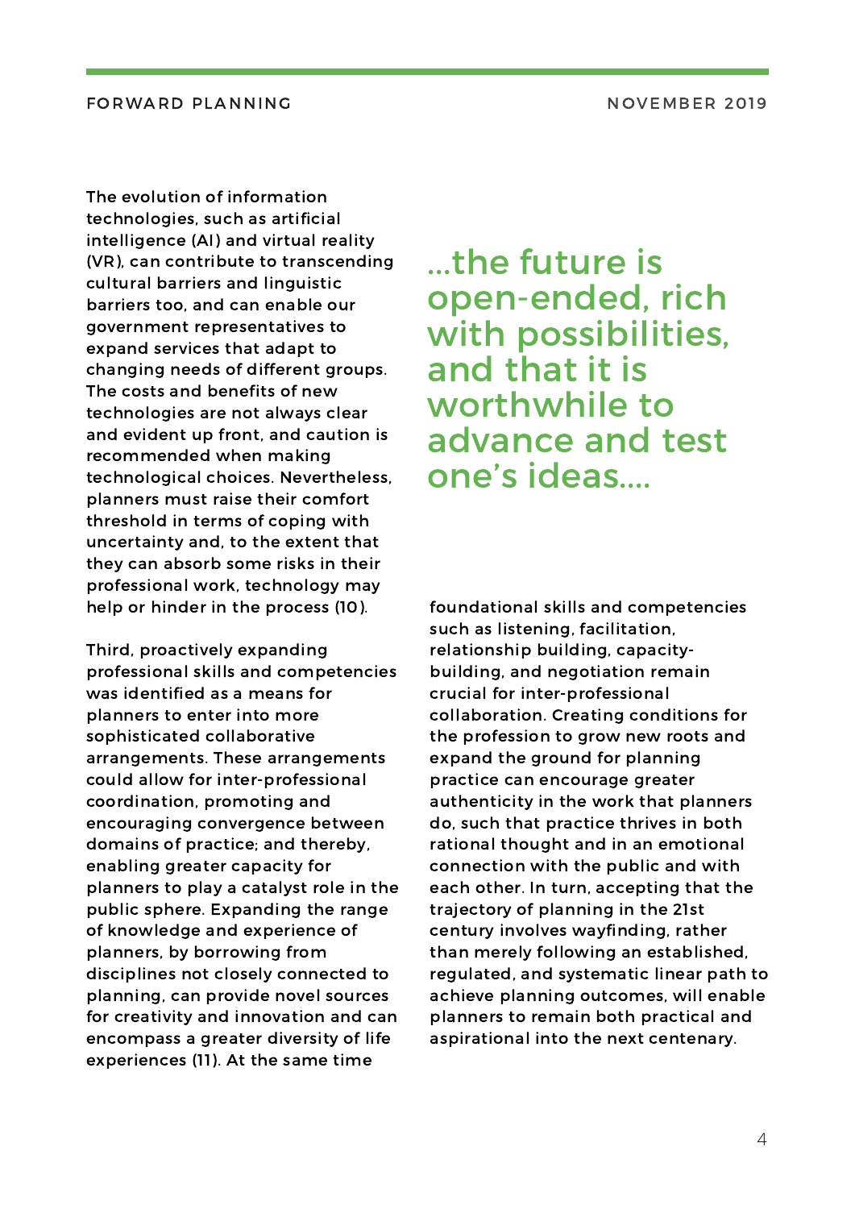The evolution of information technologies, such as artificial intelligence (AI) and virtual reality (VR), can contribute to transcending cultural barriers and linguistic barriers too, and can enable our government representatives to expand services that adapt to changing needs of different groups. The costs and benefits of new technologies are not always clear and evident up front, and caution is recommended when making technological choices. Nevertheless, planners must raise their comfort threshold in terms of coping with uncertainty and, to the extent that they can absorb some risks in their professional work, technology may help or hinder in the process (10).

Third, proactively expanding professional skills and competencies was identified as a means for planners to enter into more sophisticated collaborative arrangements. These arrangements could allow for inter-professional coordination, promoting and encouraging convergence between domains of practice; and thereby, enabling greater capacity for planners to play a catalyst role in the public sphere. Expanding the range of knowledge and experience of planners, by borrowing from disciplines not closely connected to planning, can provide novel sources for creativity and innovation and can encompass a greater diversity of life experiences (11). At the same time foundational skills and competencies such as listening, facilitation, relationship building, capacity-building, and negotiation remain crucial for inter-professional collaboration. Creating conditions for the profession to grow new roots and expand the ground for planning practice can encourage greater authenticity in the work that planners do, such that practice thrives in both rational thought and in an emotional connection with the public and with each other. In turn, accepting that the trajectory of planning in the 21st century involves wayfinding, rather than merely following an established, regulated, and systematic linear path to achieve planning outcomes, will enable planners to remain both practical and aspirational into the next centenary.

> ...the future is open-ended, rich with possibilities, and that it is worthwhile to advance and test one's ideas....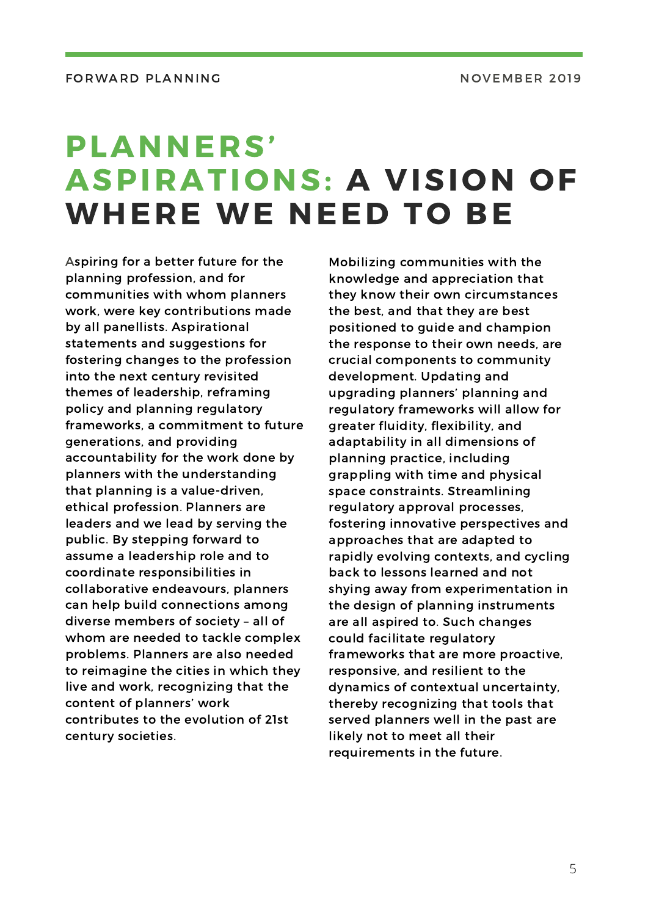# PLANNERS' ASPIRATIONS: A VISION OF WHERE WE NEED TO BE

Aspiring for a better future for the planning profession, and for communities with whom planners work, were key contributions made by all panellists. Aspirational statements and suggestions for fostering changes to the profession into the next century revisited themes of leadership, reframing policy and planning regulatory frameworks, a commitment to future generations, and providing accountability for the work done by planners with the understanding that planning is a value-driven, ethical profession. Planners are leaders and we lead by serving the public. By stepping forward to assume a leadership role and to coordinate responsibilities in collaborative endeavours, planners can help build connections among diverse members of society – all of whom are needed to tackle complex problems. Planners are also needed to reimagine the cities in which they live and work, recognizing that the content of planners' work contributes to the evolution of 21st century societies.

Mobilizing communities with the knowledge and appreciation that they know their own circumstances the best, and that they are best positioned to guide and champion the response to their own needs, are crucial components to community development. Updating and upgrading planners' planning and regulatory frameworks will allow for greater fluidity, flexibility, and adaptability in all dimensions of planning practice, including grappling with time and physical space constraints. Streamlining regulatory approval processes, fostering innovative perspectives and approaches that are adapted to rapidly evolving contexts, and cycling back to lessons learned and not shying away from experimentation in the design of planning instruments are all aspired to. Such changes could facilitate regulatory frameworks that are more proactive, responsive, and resilient to the dynamics of contextual uncertainty, thereby recognizing that tools that served planners well in the past are likely not to meet all their requirements in the future.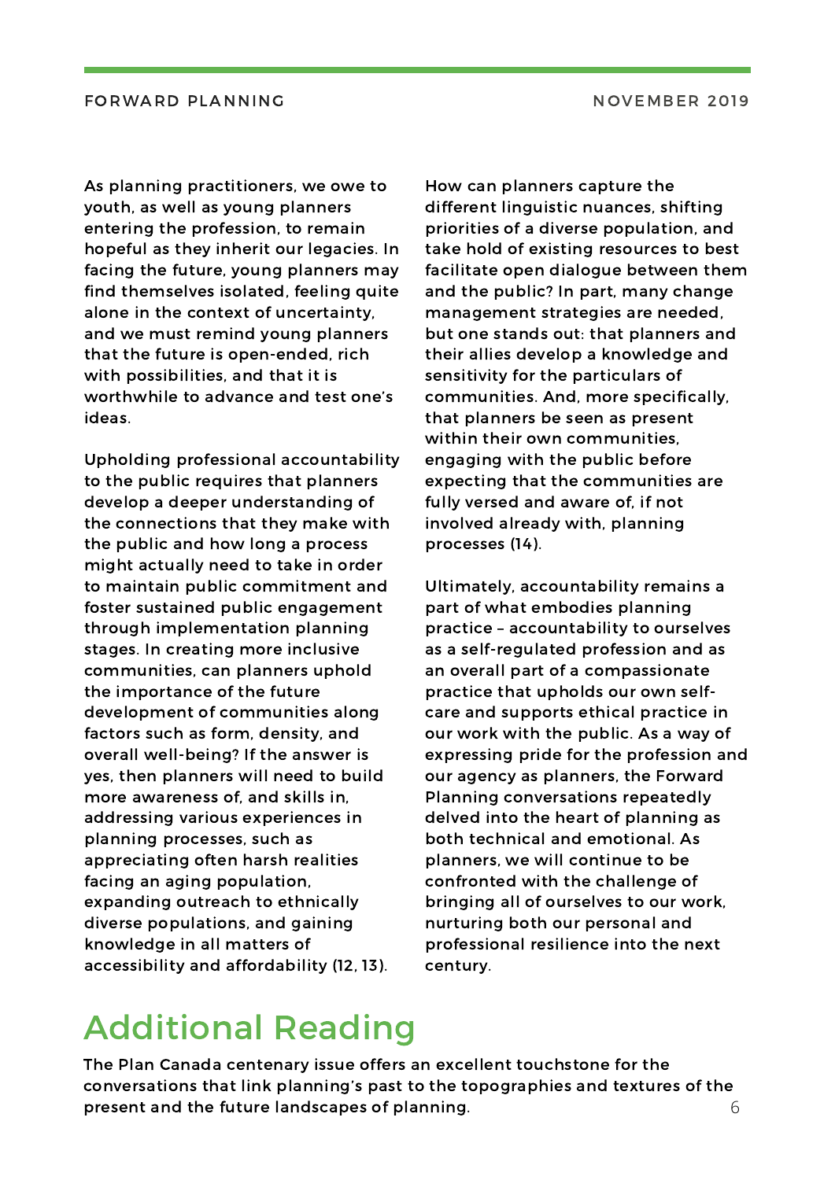As planning practitioners, we owe to youth, as well as young planners entering the profession, to remain hopeful as they inherit our legacies. In facing the future, young planners may find themselves isolated, feeling quite alone in the context of uncertainty, and we must remind young planners that the future is open-ended, rich with possibilities, and that it is worthwhile to advance and test one's ideas.

Upholding professional accountability to the public requires that planners develop a deeper understanding of the connections that they make with the public and how long a process might actually need to take in order to maintain public commitment and foster sustained public engagement through implementation planning stages. In creating more inclusive communities, can planners uphold the importance of the future development of communities along factors such as form, density, and overall well-being? If the answer is yes, then planners will need to build more awareness of, and skills in, addressing various experiences in planning processes, such as appreciating often harsh realities facing an aging population, expanding outreach to ethnically diverse populations, and gaining knowledge in all matters of accessibility and affordability (12, 13).

How can planners capture the different linguistic nuances, shifting priorities of a diverse population, and take hold of existing resources to best facilitate open dialogue between them and the public? In part, many change management strategies are needed, but one stands out: that planners and their allies develop a knowledge and sensitivity for the particulars of communities. And, more specifically, that planners be seen as present within their own communities, engaging with the public before expecting that the communities are fully versed and aware of, if not involved already with, planning processes (14).

Ultimately, accountability remains a part of what embodies planning practice – accountability to ourselves as a self-regulated profession and as an overall part of a compassionate practice that upholds our own self-care and supports ethical practice in our work with the public. As a way of expressing pride for the profession and our agency as planners, the Forward Planning conversations repeatedly delved into the heart of planning as both technical and emotional. As planners, we will continue to be confronted with the challenge of bringing all of ourselves to our work, nurturing both our personal and professional resilience into the next century.

# Additional Reading

The Plan Canada centenary issue offers an excellent touchstone for the conversations that link planning's past to the topographies and textures of the present and the future landscapes of planning.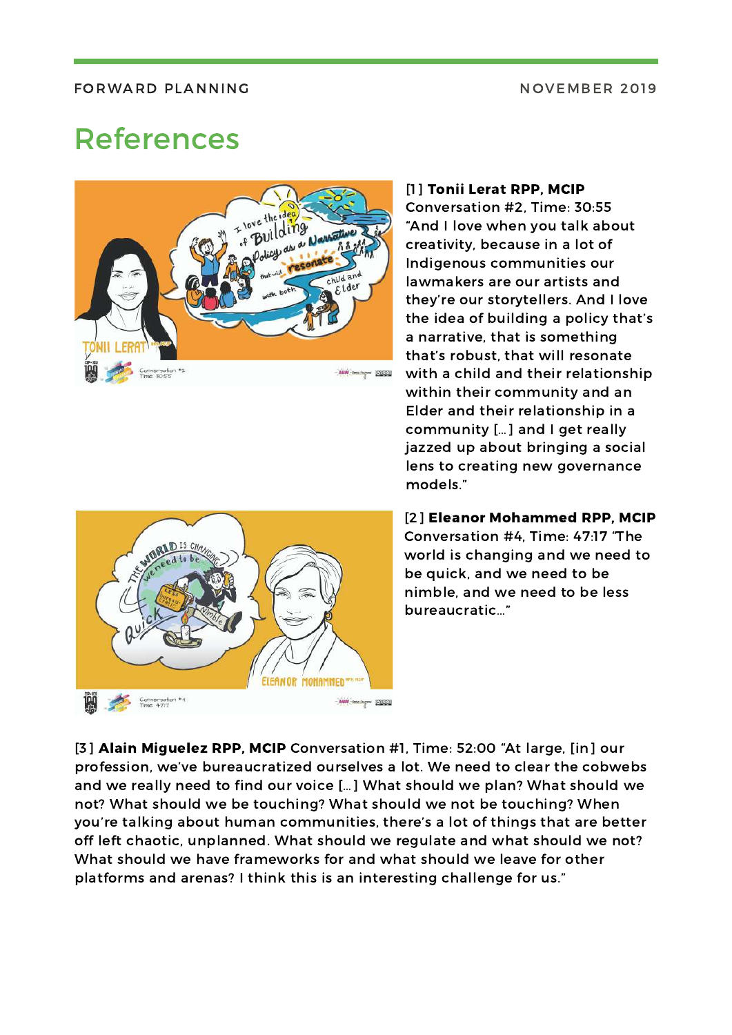# References

[1] **Tonii Lerat RPP, MCIP** Conversation #2, Time: 30:55 "And I love when you talk about creativity, because in a lot of Indigenous communities our lawmakers are our artists and they're our storytellers. And I love the idea of building a policy that's a narrative, that is something that's robust, that will resonate with a child and their relationship within their community and an Elder and their relationship in a community [...] and I get really jazzed up about bringing a social lens to creating new governance models."

[2] **Eleanor Mohammed RPP, MCIP** Conversation #4, Time: 47:17 "The world is changing and we need to be quick, and we need to be nimble, and we need to be less bureaucratic..."

[3] **Alain Miguelez RPP, MCIP** Conversation #1, Time: 52:00 "At large, [in] our profession, we've bureaucratized ourselves a lot. We need to clear the cobwebs and we really need to find our voice [...] What should we plan? What should we not? What should we be touching? What should we not be touching? When you're talking about human communities, there's a lot of things that are better off left chaotic, unplanned. What should we regulate and what should we not? What should we have frameworks for and what should we leave for other platforms and arenas? I think this is an interesting challenge for us."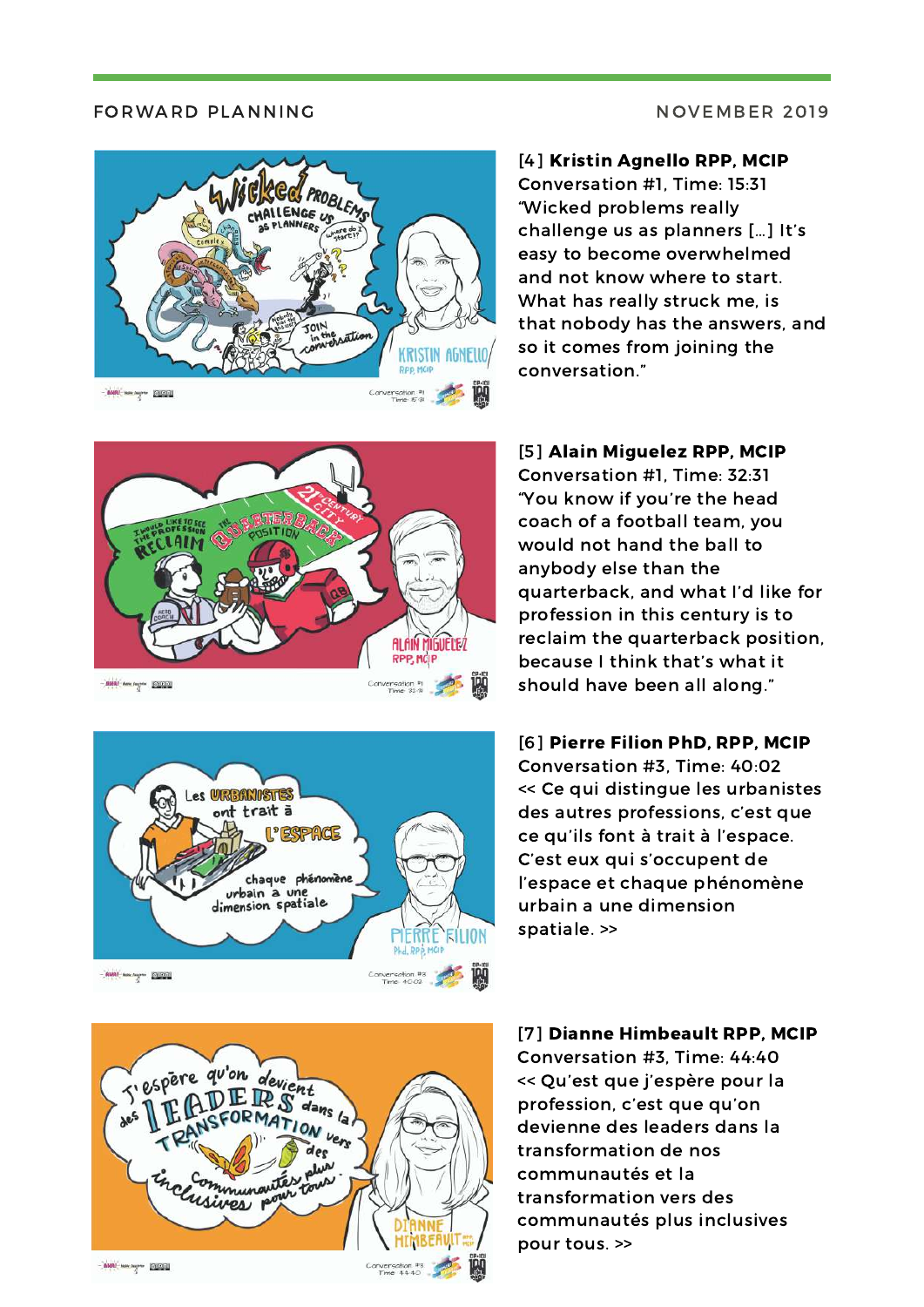[4] **Kristin Agnello RPP, MCIP**
Conversation #1, Time: 15:31
"Wicked problems really challenge us as planners [...] It's easy to become overwhelmed and not know where to start. What has really struck me, is that nobody has the answers, and so it comes from joining the conversation."

[5] **Alain Miguelez RPP, MCIP**
Conversation #1, Time: 32:31
"You know if you're the head coach of a football team, you would not hand the ball to anybody else than the quarterback, and what I'd like for profession in this century is to reclaim the quarterback position, because I think that's what it should have been all along."

[6] **Pierre Filion PhD, RPP, MCIP**
Conversation #3, Time: 40:02
<< Ce qui distingue les urbanistes des autres professions, c'est que ce qu'ils font à trait à l'espace. C'est eux qui s'occupent de l'espace et chaque phénomène urbain a une dimension spatiale. >>

[7] **Dianne Himbeault RPP, MCIP**
Conversation #3, Time: 44:40
<< Qu'est que j'espère pour la profession, c'est que qu'on devienne des leaders dans la transformation de nos communautés et la transformation vers des communautés plus inclusives pour tous. >>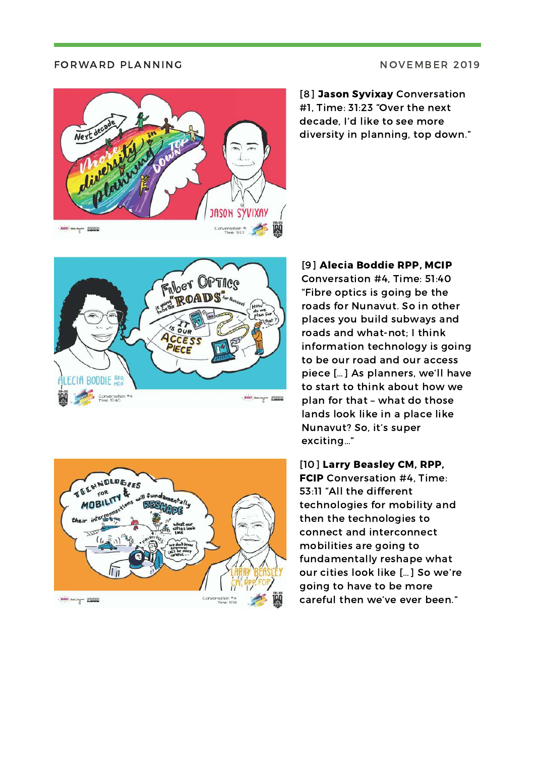[8] **Jason Syvixay** Conversation #1, Time: 31:23 "Over the next decade, I'd like to see more diversity in planning, top down."

[9] **Alecia Boddie RPP, MCIP** Conversation #4, Time: 51:40 "Fibre optics is going be the roads for Nunavut. So in other places you build subways and roads and what-not; I think information technology is going to be our road and our access piece [...] As planners, we'll have to start to think about how we plan for that – what do those lands look like in a place like Nunavut? So, it's super exciting..."

[10] **Larry Beasley CM, RPP, FCIP** Conversation #4, Time: 53:11 "All the different technologies for mobility and then the technologies to connect and interconnect mobilities are going to fundamentally reshape what our cities look like [...] So we're going to have to be more careful then we've ever been."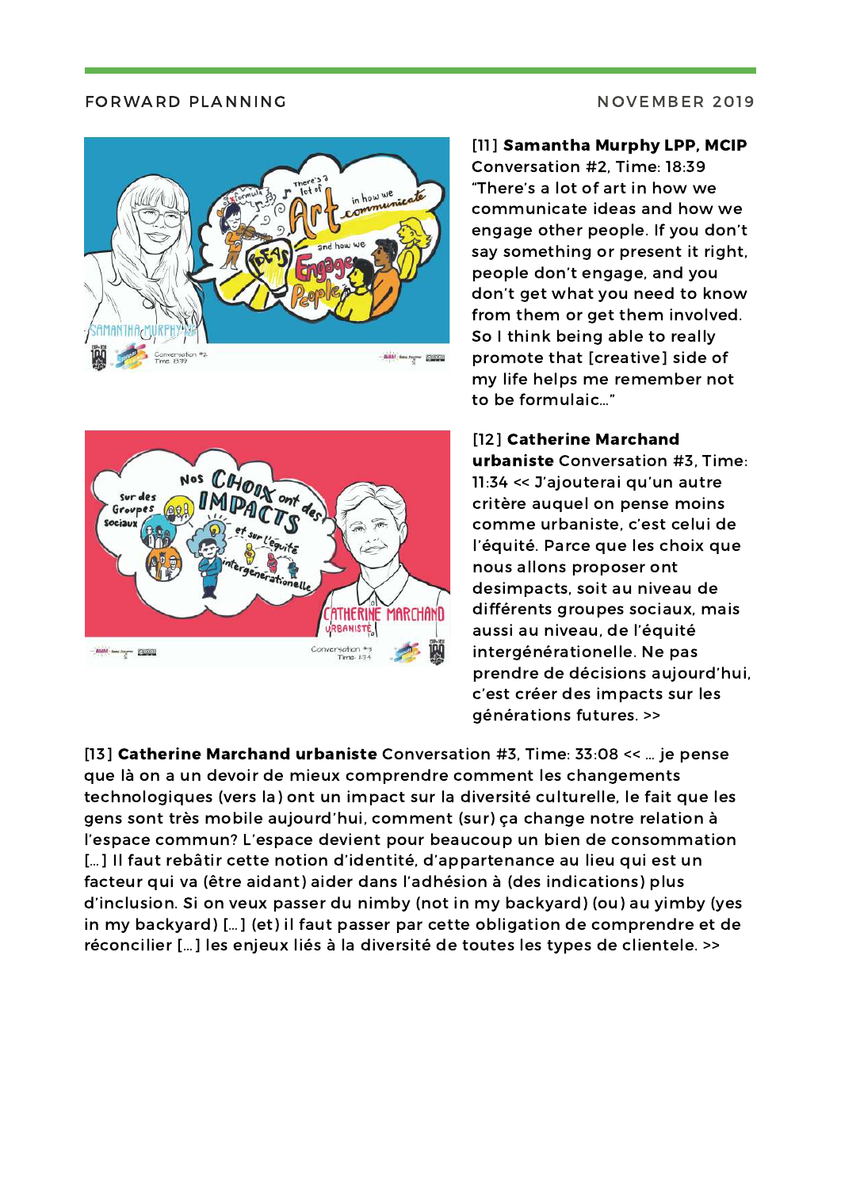[11] **Samantha Murphy LPP, MCIP** Conversation #2, Time: 18:39 "There's a lot of art in how we communicate ideas and how we engage other people. If you don't say something or present it right, people don't engage, and you don't get what you need to know from them or get them involved. So I think being able to really promote that [creative] side of my life helps me remember not to be formulaic..."

[12] **Catherine Marchand urbaniste** Conversation #3, Time: 11:34 << J'ajouterai qu'un autre critère auquel on pense moins comme urbaniste, c'est celui de l'équité. Parce que les choix que nous allons proposer ont desimpacts, soit au niveau de différents groupes sociaux, mais aussi au niveau, de l'équité intergénérationelle. Ne pas prendre de décisions aujourd'hui, c'est créer des impacts sur les générations futures. >>

[13] **Catherine Marchand urbaniste** Conversation #3, Time: 33:08 << ... je pense que là on a un devoir de mieux comprendre comment les changements technologiques (vers la) ont un impact sur la diversité culturelle, le fait que les gens sont très mobile aujourd'hui, comment (sur) ça change notre relation à l'espace commun? L'espace devient pour beaucoup un bien de consommation [...] Il faut rebâtir cette notion d'identité, d'appartenance au lieu qui est un facteur qui va (être aidant) aider dans l'adhésion à (des indications) plus d'inclusion. Si on veux passer du nimby (not in my backyard) (ou) au yimby (yes in my backyard) [...] (et) il faut passer par cette obligation de comprendre et de réconcilier [...] les enjeux liés à la diversité de toutes les types de clientele. >>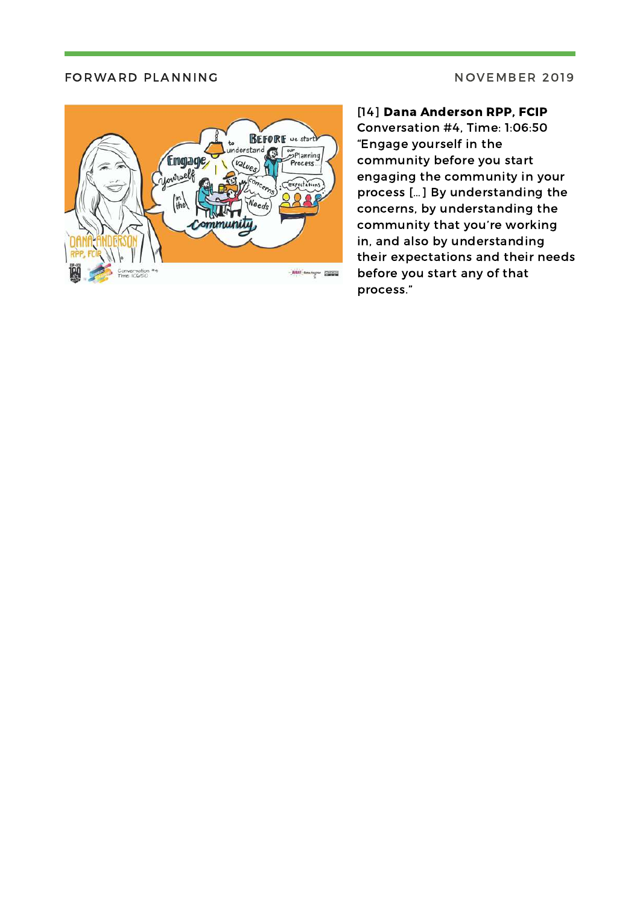[14] **Dana Anderson RPP, FCIP**
Conversation #4, Time: 1:06:50
"Engage yourself in the community before you start engaging the community in your process [...] By understanding the concerns, by understanding the community that you're working in, and also by understanding their expectations and their needs before you start any of that process."